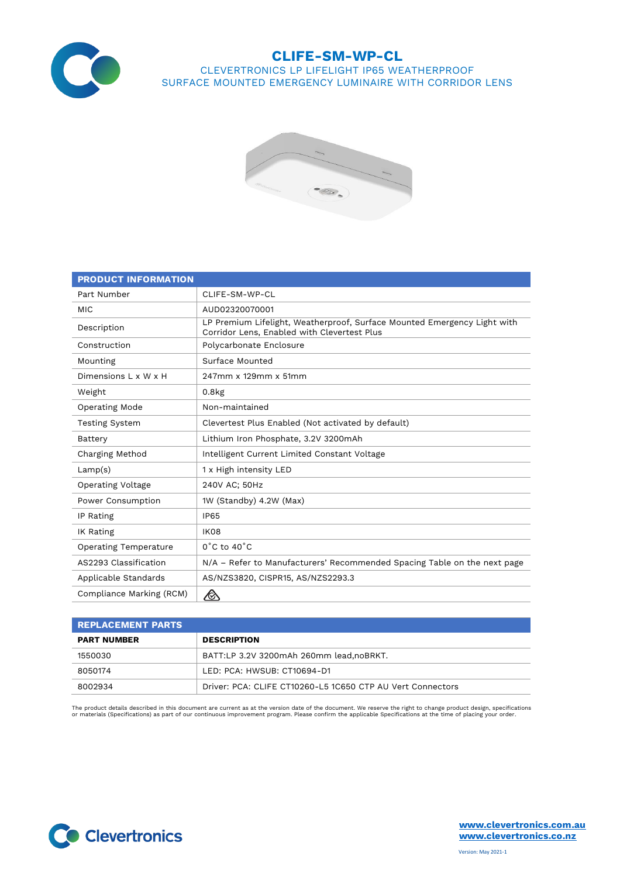# CLIFE-SM-WP-CL

## CLEVERTRONICS LP LIFELIGHT IP65 WEATHERPROOF SURFACE MOUNTED EMERGENCY LUMINAIRE WITH CORRIDOR LENS

| PRODUCT INFORMATION | |
|---|---|
| Part Number | CLIFE-SM-WP-CL |
| MIC | AUD02320070001 |
| Description | LP Premium Lifelight, Weatherproof, Surface Mounted Emergency Light with Corridor Lens, Enabled with Clevertest Plus |
| Construction | Polycarbonate Enclosure |
| Mounting | Surface Mounted |
| Dimensions L x W x H | 247mm x 129mm x 51mm |
| Weight | 0.8kg |
| Operating Mode | Non-maintained |
| Testing System | Clevertest Plus Enabled (Not activated by default) |
| Battery | Lithium Iron Phosphate, 3.2V 3200mAh |
| Charging Method | Intelligent Current Limited Constant Voltage |
| Lamp(s) | 1 x High intensity LED |
| Operating Voltage | 240V AC; 50Hz |
| Power Consumption | 1W (Standby) 4.2W (Max) |
| IP Rating | IP65 |
| IK Rating | IK08 |
| Operating Temperature | 0˚C to 40˚C |
| AS2293 Classification | N/A – Refer to Manufacturers' Recommended Spacing Table on the next page |
| Applicable Standards | AS/NZS3820, CISPR15, AS/NZS2293.3 |
| Compliance Marking (RCM) | |

| REPLACEMENT PARTS | |
|---|---|
| **PART NUMBER** | **DESCRIPTION** |
| 1550030 | BATT:LP 3.2V 3200mAh 260mm lead,noBRKT. |
| 8050174 | LED: PCA: HWSUB: CT10694-D1 |
| 8002934 | Driver: PCA: CLIFE CT10260-L5 1C650 CTP AU Vert Connectors |

The product details described in this document are current as at the version date of the document. We reserve the right to change product design, specifications or materials (Specifications) as part of our continuous improvement program. Please confirm the applicable Specifications at the time of placing your order.

Clevertronics

www.clevertronics.com.au
www.clevertronics.co.nz

Version: May 2021-1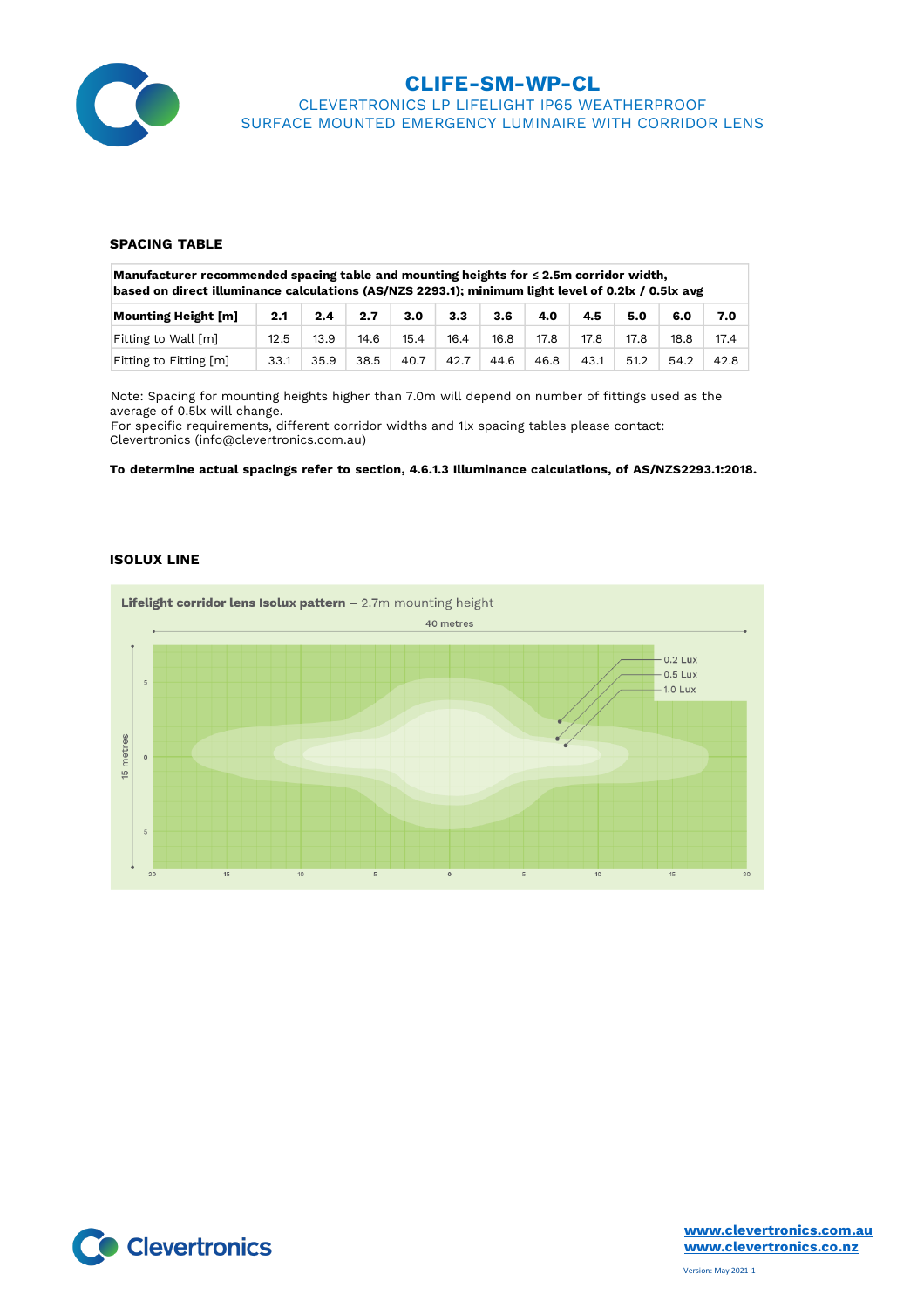# CLIFE-SM-WP-CL

CLEVERTRONICS LP LIFELIGHT IP65 WEATHERPROOF
SURFACE MOUNTED EMERGENCY LUMINAIRE WITH CORRIDOR LENS

## SPACING TABLE

**Manufacturer recommended spacing table and mounting heights for ≤ 2.5m corridor width, based on direct illuminance calculations (AS/NZS 2293.1); minimum light level of 0.2lx / 0.5lx avg**

| Mounting Height [m] | 2.1 | 2.4 | 2.7 | 3.0 | 3.3 | 3.6 | 4.0 | 4.5 | 5.0 | 6.0 | 7.0 |
|---|---|---|---|---|---|---|---|---|---|---|---|
| Fitting to Wall [m] | 12.5 | 13.9 | 14.6 | 15.4 | 16.4 | 16.8 | 17.8 | 17.8 | 17.8 | 18.8 | 17.4 |
| Fitting to Fitting [m] | 33.1 | 35.9 | 38.5 | 40.7 | 42.7 | 44.6 | 46.8 | 43.1 | 51.2 | 54.2 | 42.8 |

Note: Spacing for mounting heights higher than 7.0m will depend on number of fittings used as the average of 0.5lx will change.
For specific requirements, different corridor widths and 1lx spacing tables please contact: Clevertronics (info@clevertronics.com.au)

**To determine actual spacings refer to section, 4.6.1.3 Illuminance calculations, of AS/NZS2293.1:2018.**

## ISOLUX LINE

**Lifelight corridor lens Isolux pattern** – 2.7m mounting height

40 metres

15 metres

0.2 Lux
0.5 Lux
1.0 Lux

5
0
5

20 15 10 5 0 5 10 15 20

[www.clevertronics.com.au](http://www.clevertronics.com.au)
[www.clevertronics.co.nz](http://www.clevertronics.co.nz)

Version: May 2021-1